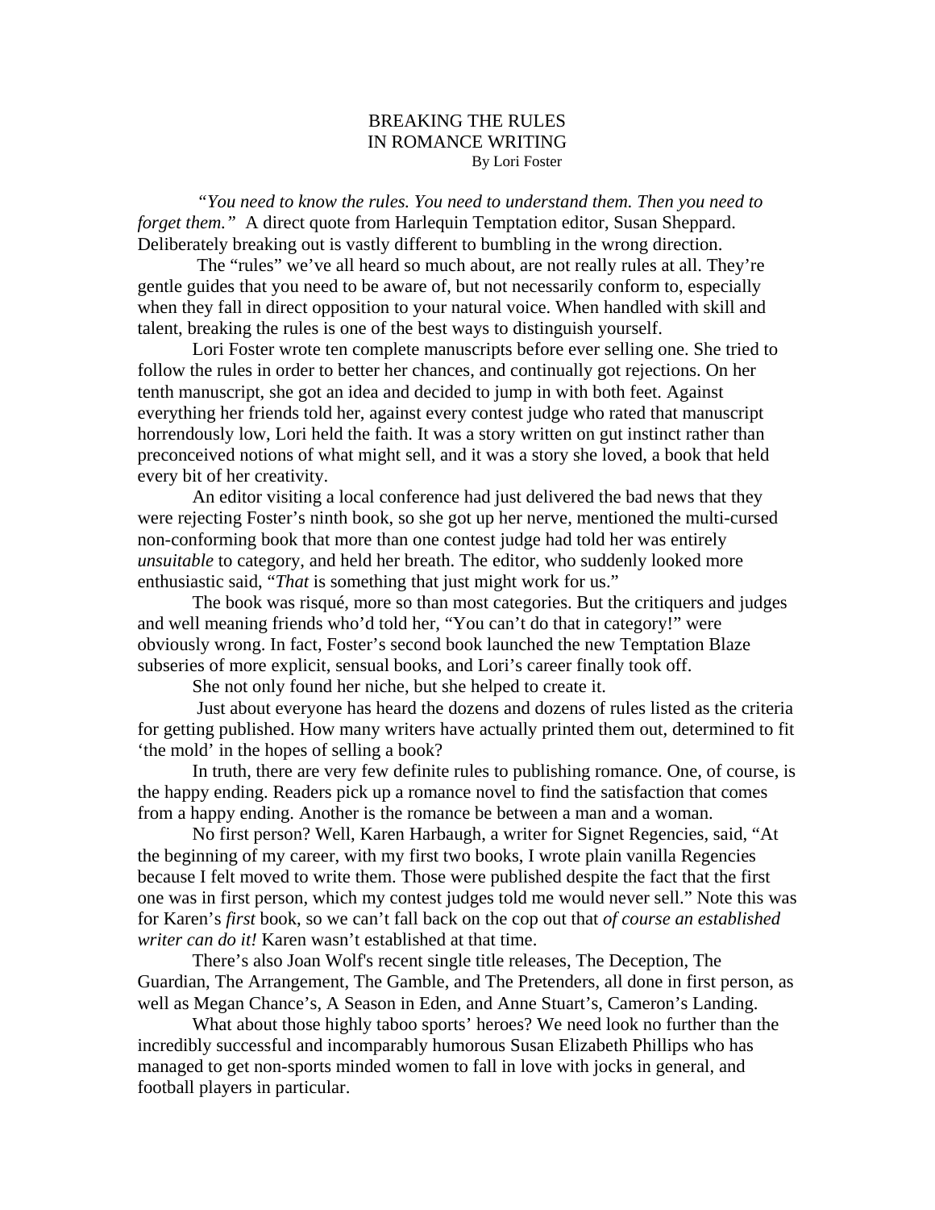# BREAKING THE RULES
# IN ROMANCE WRITING

By Lori Foster

*"You need to know the rules. You need to understand them. Then you need to forget them."* A direct quote from Harlequin Temptation editor, Susan Sheppard. Deliberately breaking out is vastly different to bumbling in the wrong direction.

The "rules" we've all heard so much about, are not really rules at all. They're gentle guides that you need to be aware of, but not necessarily conform to, especially when they fall in direct opposition to your natural voice. When handled with skill and talent, breaking the rules is one of the best ways to distinguish yourself.

Lori Foster wrote ten complete manuscripts before ever selling one. She tried to follow the rules in order to better her chances, and continually got rejections. On her tenth manuscript, she got an idea and decided to jump in with both feet. Against everything her friends told her, against every contest judge who rated that manuscript horrendously low, Lori held the faith. It was a story written on gut instinct rather than preconceived notions of what might sell, and it was a story she loved, a book that held every bit of her creativity.

An editor visiting a local conference had just delivered the bad news that they were rejecting Foster's ninth book, so she got up her nerve, mentioned the multi-cursed non-conforming book that more than one contest judge had told her was entirely *unsuitable* to category, and held her breath. The editor, who suddenly looked more enthusiastic said, "*That* is something that just might work for us."

The book was risqué, more so than most categories. But the critiquers and judges and well meaning friends who'd told her, "You can't do that in category!" were obviously wrong. In fact, Foster's second book launched the new Temptation Blaze subseries of more explicit, sensual books, and Lori's career finally took off.

She not only found her niche, but she helped to create it.

Just about everyone has heard the dozens and dozens of rules listed as the criteria for getting published. How many writers have actually printed them out, determined to fit 'the mold' in the hopes of selling a book?

In truth, there are very few definite rules to publishing romance. One, of course, is the happy ending. Readers pick up a romance novel to find the satisfaction that comes from a happy ending. Another is the romance be between a man and a woman.

No first person? Well, Karen Harbaugh, a writer for Signet Regencies, said, "At the beginning of my career, with my first two books, I wrote plain vanilla Regencies because I felt moved to write them. Those were published despite the fact that the first one was in first person, which my contest judges told me would never sell." Note this was for Karen's *first* book, so we can't fall back on the cop out that *of course an established writer can do it!* Karen wasn't established at that time.

There's also Joan Wolf's recent single title releases, The Deception, The Guardian, The Arrangement, The Gamble, and The Pretenders, all done in first person, as well as Megan Chance's, A Season in Eden, and Anne Stuart's, Cameron's Landing.

What about those highly taboo sports' heroes? We need look no further than the incredibly successful and incomparably humorous Susan Elizabeth Phillips who has managed to get non-sports minded women to fall in love with jocks in general, and football players in particular.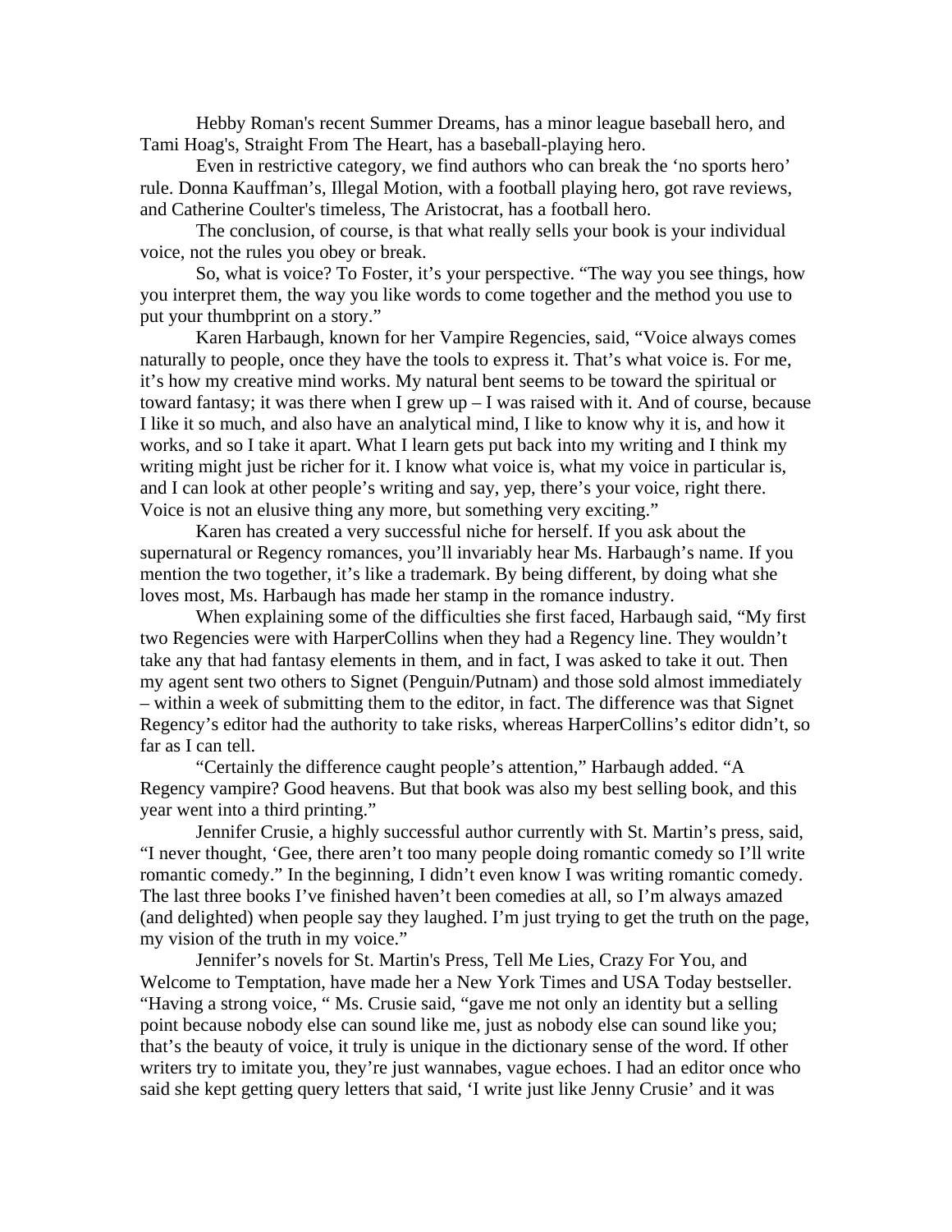Hebby Roman's recent Summer Dreams, has a minor league baseball hero, and Tami Hoag's, Straight From The Heart, has a baseball-playing hero.

Even in restrictive category, we find authors who can break the 'no sports hero' rule. Donna Kauffman's, Illegal Motion, with a football playing hero, got rave reviews, and Catherine Coulter's timeless, The Aristocrat, has a football hero.

The conclusion, of course, is that what really sells your book is your individual voice, not the rules you obey or break.

So, what is voice? To Foster, it's your perspective. "The way you see things, how you interpret them, the way you like words to come together and the method you use to put your thumbprint on a story."

Karen Harbaugh, known for her Vampire Regencies, said, "Voice always comes naturally to people, once they have the tools to express it. That's what voice is. For me, it's how my creative mind works. My natural bent seems to be toward the spiritual or toward fantasy; it was there when I grew up – I was raised with it. And of course, because I like it so much, and also have an analytical mind, I like to know why it is, and how it works, and so I take it apart. What I learn gets put back into my writing and I think my writing might just be richer for it. I know what voice is, what my voice in particular is, and I can look at other people's writing and say, yep, there's your voice, right there. Voice is not an elusive thing any more, but something very exciting."

Karen has created a very successful niche for herself. If you ask about the supernatural or Regency romances, you'll invariably hear Ms. Harbaugh's name. If you mention the two together, it's like a trademark. By being different, by doing what she loves most, Ms. Harbaugh has made her stamp in the romance industry.

When explaining some of the difficulties she first faced, Harbaugh said, "My first two Regencies were with HarperCollins when they had a Regency line. They wouldn't take any that had fantasy elements in them, and in fact, I was asked to take it out. Then my agent sent two others to Signet (Penguin/Putnam) and those sold almost immediately – within a week of submitting them to the editor, in fact. The difference was that Signet Regency's editor had the authority to take risks, whereas HarperCollins's editor didn't, so far as I can tell.

"Certainly the difference caught people's attention," Harbaugh added. "A Regency vampire? Good heavens. But that book was also my best selling book, and this year went into a third printing."

Jennifer Crusie, a highly successful author currently with St. Martin's press, said, "I never thought, 'Gee, there aren't too many people doing romantic comedy so I'll write romantic comedy." In the beginning, I didn't even know I was writing romantic comedy. The last three books I've finished haven't been comedies at all, so I'm always amazed (and delighted) when people say they laughed. I'm just trying to get the truth on the page, my vision of the truth in my voice."

Jennifer's novels for St. Martin's Press, Tell Me Lies, Crazy For You, and Welcome to Temptation, have made her a New York Times and USA Today bestseller. "Having a strong voice, " Ms. Crusie said, "gave me not only an identity but a selling point because nobody else can sound like me, just as nobody else can sound like you; that's the beauty of voice, it truly is unique in the dictionary sense of the word. If other writers try to imitate you, they're just wannabes, vague echoes. I had an editor once who said she kept getting query letters that said, 'I write just like Jenny Crusie' and it was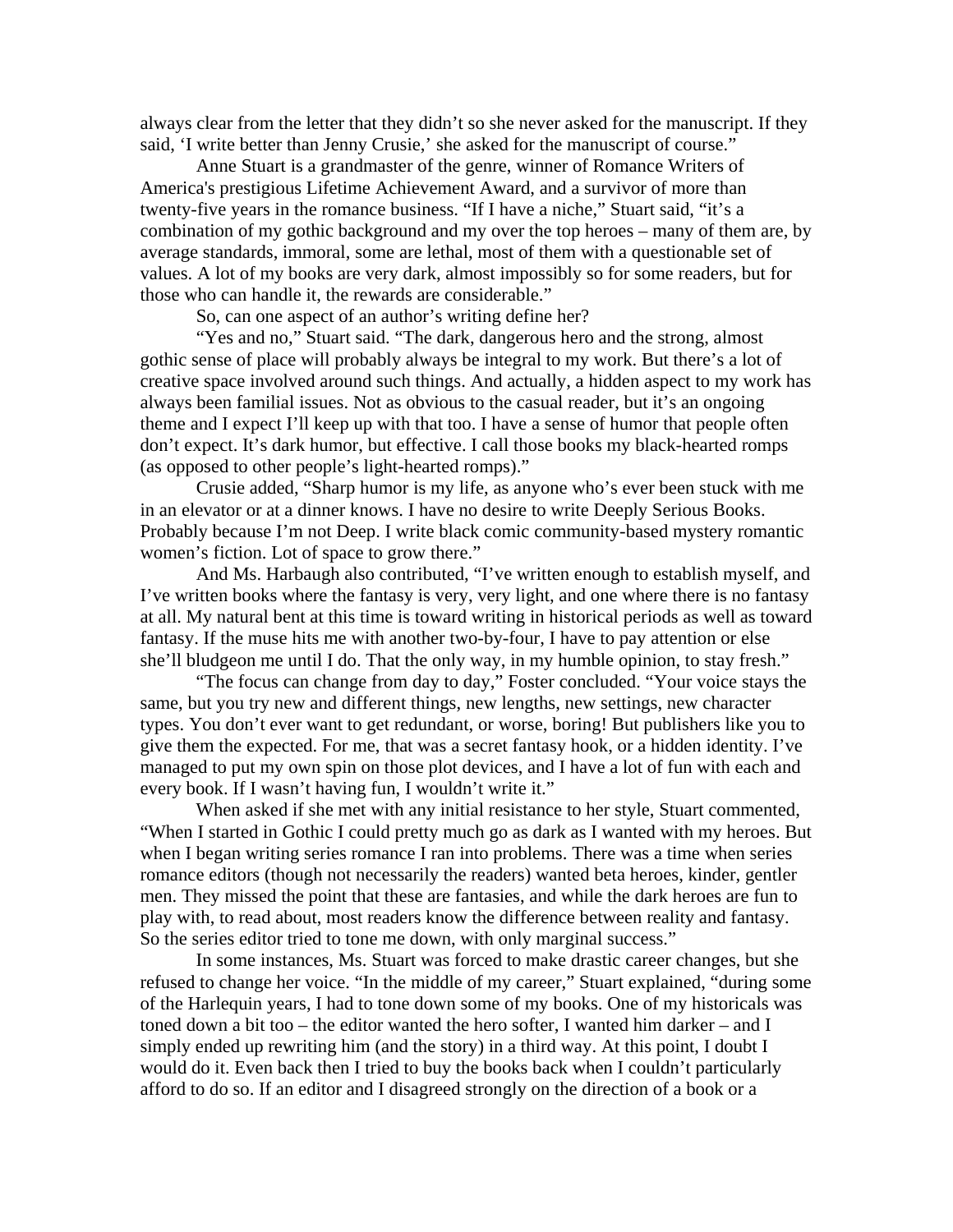always clear from the letter that they didn't so she never asked for the manuscript. If they said, 'I write better than Jenny Crusie,' she asked for the manuscript of course."

Anne Stuart is a grandmaster of the genre, winner of Romance Writers of America's prestigious Lifetime Achievement Award, and a survivor of more than twenty-five years in the romance business. "If I have a niche," Stuart said, "it's a combination of my gothic background and my over the top heroes – many of them are, by average standards, immoral, some are lethal, most of them with a questionable set of values. A lot of my books are very dark, almost impossibly so for some readers, but for those who can handle it, the rewards are considerable."

So, can one aspect of an author's writing define her?

"Yes and no," Stuart said. "The dark, dangerous hero and the strong, almost gothic sense of place will probably always be integral to my work. But there's a lot of creative space involved around such things. And actually, a hidden aspect to my work has always been familial issues. Not as obvious to the casual reader, but it's an ongoing theme and I expect I'll keep up with that too. I have a sense of humor that people often don't expect. It's dark humor, but effective. I call those books my black-hearted romps (as opposed to other people's light-hearted romps)."

Crusie added, "Sharp humor is my life, as anyone who's ever been stuck with me in an elevator or at a dinner knows. I have no desire to write Deeply Serious Books. Probably because I'm not Deep. I write black comic community-based mystery romantic women's fiction. Lot of space to grow there."

And Ms. Harbaugh also contributed, "I've written enough to establish myself, and I've written books where the fantasy is very, very light, and one where there is no fantasy at all. My natural bent at this time is toward writing in historical periods as well as toward fantasy. If the muse hits me with another two-by-four, I have to pay attention or else she'll bludgeon me until I do. That the only way, in my humble opinion, to stay fresh."

"The focus can change from day to day," Foster concluded. "Your voice stays the same, but you try new and different things, new lengths, new settings, new character types. You don't ever want to get redundant, or worse, boring! But publishers like you to give them the expected. For me, that was a secret fantasy hook, or a hidden identity. I've managed to put my own spin on those plot devices, and I have a lot of fun with each and every book. If I wasn't having fun, I wouldn't write it."

When asked if she met with any initial resistance to her style, Stuart commented, "When I started in Gothic I could pretty much go as dark as I wanted with my heroes. But when I began writing series romance I ran into problems. There was a time when series romance editors (though not necessarily the readers) wanted beta heroes, kinder, gentler men. They missed the point that these are fantasies, and while the dark heroes are fun to play with, to read about, most readers know the difference between reality and fantasy. So the series editor tried to tone me down, with only marginal success."

In some instances, Ms. Stuart was forced to make drastic career changes, but she refused to change her voice. "In the middle of my career," Stuart explained, "during some of the Harlequin years, I had to tone down some of my books. One of my historicals was toned down a bit too – the editor wanted the hero softer, I wanted him darker – and I simply ended up rewriting him (and the story) in a third way. At this point, I doubt I would do it. Even back then I tried to buy the books back when I couldn't particularly afford to do so. If an editor and I disagreed strongly on the direction of a book or a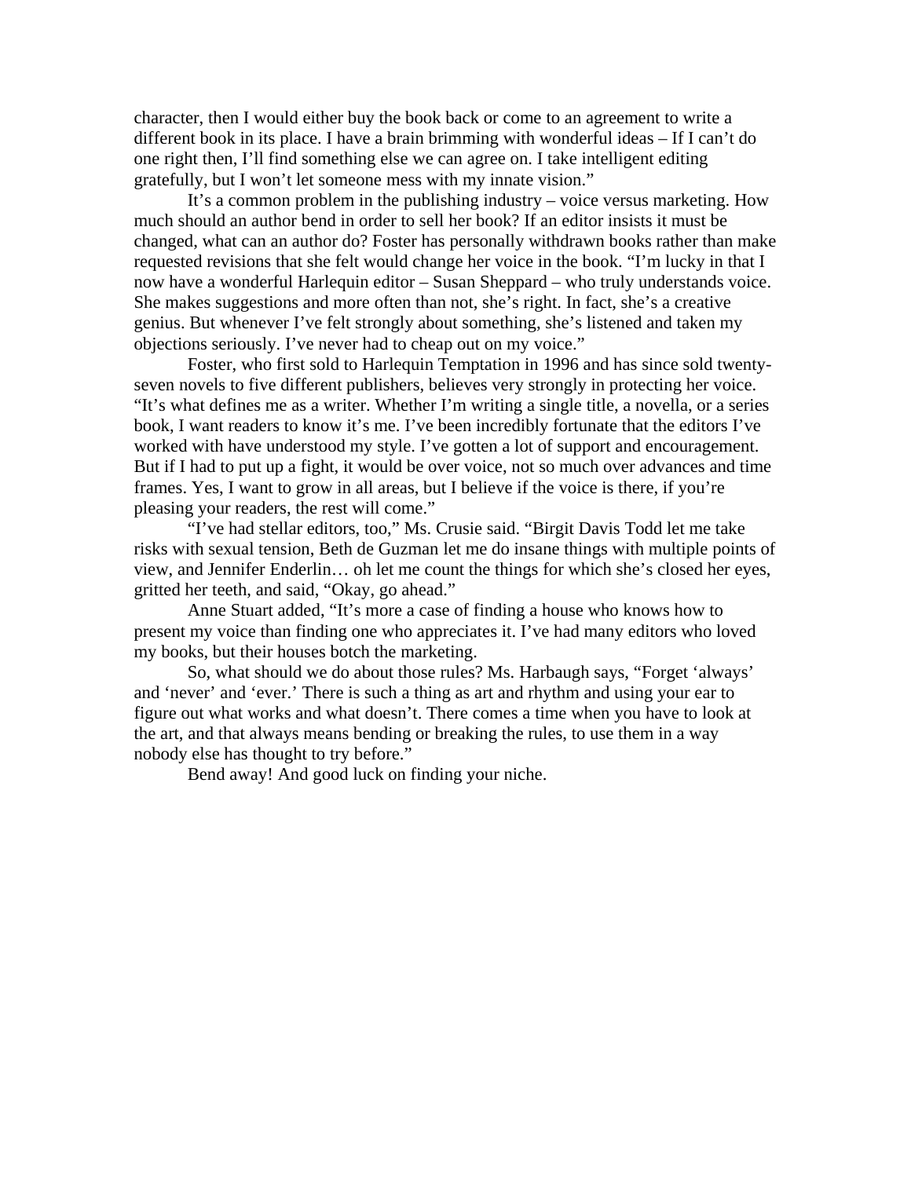character, then I would either buy the book back or come to an agreement to write a different book in its place. I have a brain brimming with wonderful ideas – If I can't do one right then, I'll find something else we can agree on. I take intelligent editing gratefully, but I won't let someone mess with my innate vision."

It's a common problem in the publishing industry – voice versus marketing. How much should an author bend in order to sell her book? If an editor insists it must be changed, what can an author do? Foster has personally withdrawn books rather than make requested revisions that she felt would change her voice in the book. "I'm lucky in that I now have a wonderful Harlequin editor – Susan Sheppard – who truly understands voice. She makes suggestions and more often than not, she's right. In fact, she's a creative genius. But whenever I've felt strongly about something, she's listened and taken my objections seriously. I've never had to cheap out on my voice."

Foster, who first sold to Harlequin Temptation in 1996 and has since sold twenty-seven novels to five different publishers, believes very strongly in protecting her voice. "It's what defines me as a writer. Whether I'm writing a single title, a novella, or a series book, I want readers to know it's me. I've been incredibly fortunate that the editors I've worked with have understood my style. I've gotten a lot of support and encouragement. But if I had to put up a fight, it would be over voice, not so much over advances and time frames. Yes, I want to grow in all areas, but I believe if the voice is there, if you're pleasing your readers, the rest will come."

"I've had stellar editors, too," Ms. Crusie said. "Birgit Davis Todd let me take risks with sexual tension, Beth de Guzman let me do insane things with multiple points of view, and Jennifer Enderlin… oh let me count the things for which she's closed her eyes, gritted her teeth, and said, "Okay, go ahead."

Anne Stuart added, "It's more a case of finding a house who knows how to present my voice than finding one who appreciates it. I've had many editors who loved my books, but their houses botch the marketing.

So, what should we do about those rules? Ms. Harbaugh says, "Forget 'always' and 'never' and 'ever.' There is such a thing as art and rhythm and using your ear to figure out what works and what doesn't. There comes a time when you have to look at the art, and that always means bending or breaking the rules, to use them in a way nobody else has thought to try before."

Bend away! And good luck on finding your niche.